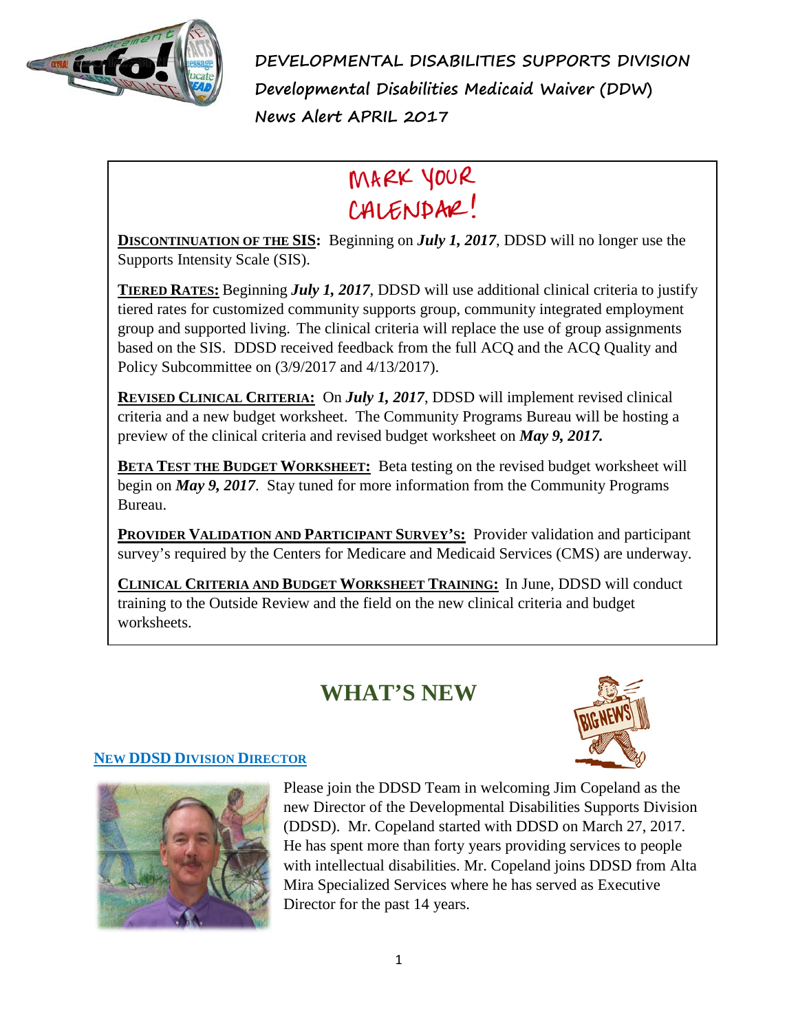**DEVELOPMENTAL DISABILITIES SUPPORTS DIVISION**
**Developmental Disabilities Medicaid Waiver (DDW)**
**News Alert APRIL 2017**

## MARK YOUR CALENDAR!

**DISCONTINUATION OF THE SIS:** Beginning on ***July 1, 2017***, DDSD will no longer use the Supports Intensity Scale (SIS).

**TIERED RATES:** Beginning ***July 1, 2017***, DDSD will use additional clinical criteria to justify tiered rates for customized community supports group, community integrated employment group and supported living. The clinical criteria will replace the use of group assignments based on the SIS. DDSD received feedback from the full ACQ and the ACQ Quality and Policy Subcommittee on (3/9/2017 and 4/13/2017).

**REVISED CLINICAL CRITERIA:** On ***July 1, 2017***, DDSD will implement revised clinical criteria and a new budget worksheet. The Community Programs Bureau will be hosting a preview of the clinical criteria and revised budget worksheet on ***May 9, 2017.***

**BETA TEST THE BUDGET WORKSHEET:** Beta testing on the revised budget worksheet will begin on ***May 9, 2017***. Stay tuned for more information from the Community Programs Bureau.

**PROVIDER VALIDATION AND PARTICIPANT SURVEY'S:** Provider validation and participant survey's required by the Centers for Medicare and Medicaid Services (CMS) are underway.

**CLINICAL CRITERIA AND BUDGET WORKSHEET TRAINING:** In June, DDSD will conduct training to the Outside Review and the field on the new clinical criteria and budget worksheets.

# WHAT'S NEW

### NEW DDSD DIVISION DIRECTOR

Please join the DDSD Team in welcoming Jim Copeland as the new Director of the Developmental Disabilities Supports Division (DDSD). Mr. Copeland started with DDSD on March 27, 2017. He has spent more than forty years providing services to people with intellectual disabilities. Mr. Copeland joins DDSD from Alta Mira Specialized Services where he has served as Executive Director for the past 14 years.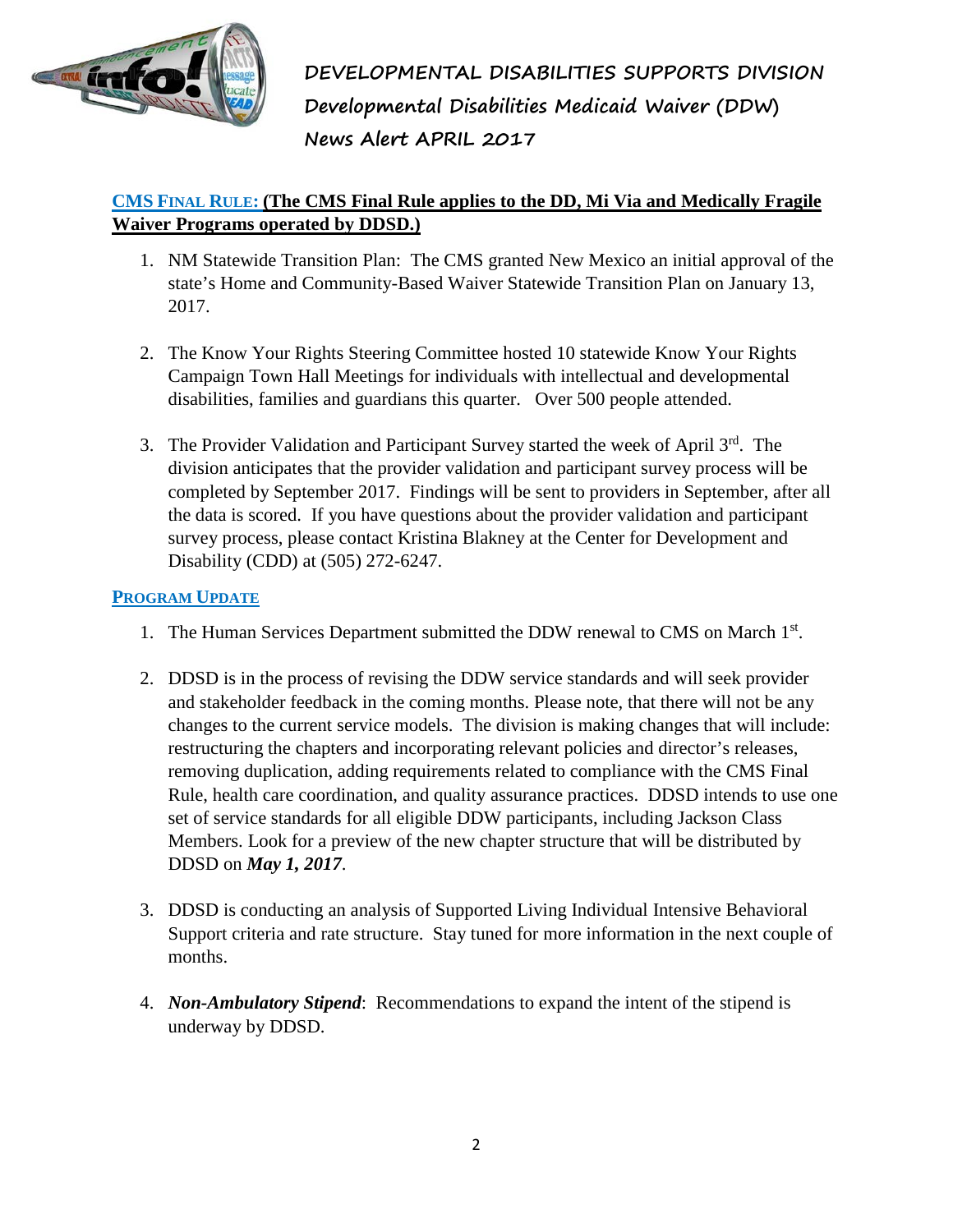**DEVELOPMENTAL DISABILITIES SUPPORTS DIVISION**
**Developmental Disabilities Medicaid Waiver (DDW)**
**News Alert APRIL 2017**

## CMS FINAL RULE: (The CMS Final Rule applies to the DD, Mi Via and Medically Fragile Waiver Programs operated by DDSD.)

1. NM Statewide Transition Plan: The CMS granted New Mexico an initial approval of the state's Home and Community-Based Waiver Statewide Transition Plan on January 13, 2017.

2. The Know Your Rights Steering Committee hosted 10 statewide Know Your Rights Campaign Town Hall Meetings for individuals with intellectual and developmental disabilities, families and guardians this quarter. Over 500 people attended.

3. The Provider Validation and Participant Survey started the week of April 3rd. The division anticipates that the provider validation and participant survey process will be completed by September 2017. Findings will be sent to providers in September, after all the data is scored. If you have questions about the provider validation and participant survey process, please contact Kristina Blakney at the Center for Development and Disability (CDD) at (505) 272-6247.

## PROGRAM UPDATE

1. The Human Services Department submitted the DDW renewal to CMS on March 1st.

2. DDSD is in the process of revising the DDW service standards and will seek provider and stakeholder feedback in the coming months. Please note, that there will not be any changes to the current service models. The division is making changes that will include: restructuring the chapters and incorporating relevant policies and director's releases, removing duplication, adding requirements related to compliance with the CMS Final Rule, health care coordination, and quality assurance practices. DDSD intends to use one set of service standards for all eligible DDW participants, including Jackson Class Members. Look for a preview of the new chapter structure that will be distributed by DDSD on ***May 1, 2017***.

3. DDSD is conducting an analysis of Supported Living Individual Intensive Behavioral Support criteria and rate structure. Stay tuned for more information in the next couple of months.

4. ***Non-Ambulatory Stipend***: Recommendations to expand the intent of the stipend is underway by DDSD.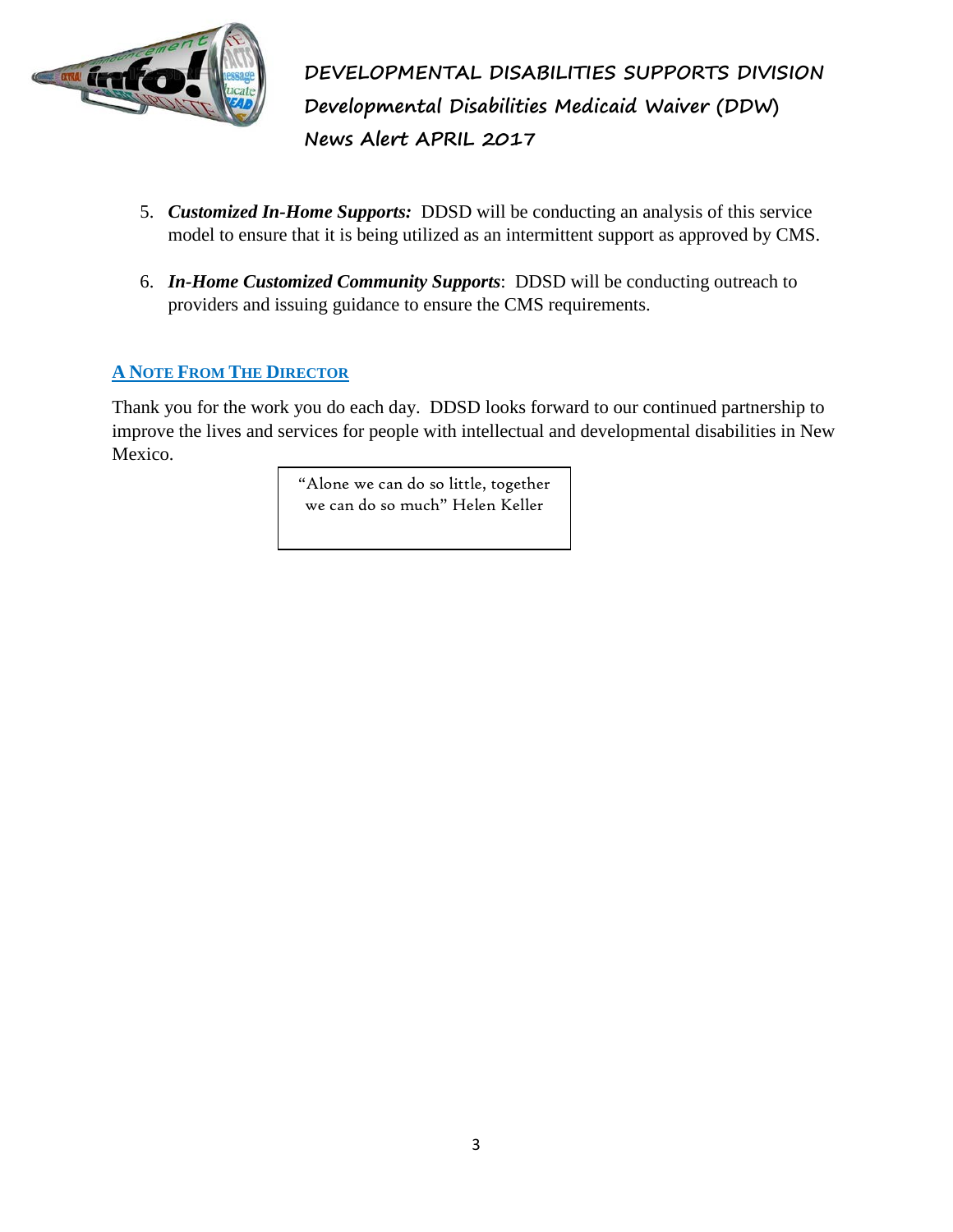5. ***Customized In-Home Supports:*** DDSD will be conducting an analysis of this service model to ensure that it is being utilized as an intermittent support as approved by CMS.

6. ***In-Home Customized Community Supports***: DDSD will be conducting outreach to providers and issuing guidance to ensure the CMS requirements.

## A NOTE FROM THE DIRECTOR

Thank you for the work you do each day. DDSD looks forward to our continued partnership to improve the lives and services for people with intellectual and developmental disabilities in New Mexico.

> "Alone we can do so little, together we can do so much" Helen Keller